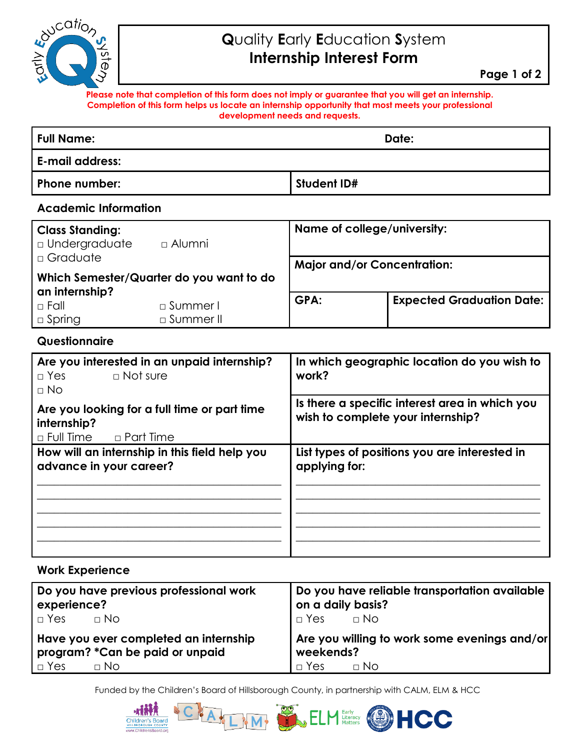# Quality Early Education System
## Internship Interest Form

**Please note that completion of this form does not imply or guarantee that you will get an internship. Completion of this form helps us locate an internship opportunity that most meets your professional development needs and requests.**

| **Full Name:** | **Date:** |
|---|---|
| **E-mail address:** | |
| **Phone number:** | **Student ID#** |

### Academic Information

| | | |
|---|---|---|
| **Class Standing:**<br>□ Undergraduate □ Alumni<br>□ Graduate | **Name of college/university:** | |
| | **Major and/or Concentration:** | |
| **Which Semester/Quarter do you want to do an internship?**<br>□ Fall □ Summer I<br>□ Spring □ Summer II | **GPA:** | **Expected Graduation Date:** |

### Questionnaire

| | |
|---|---|
| **Are you interested in an unpaid internship?**<br>□ Yes □ Not sure<br>□ No | **In which geographic location do you wish to work?** |
| **Are you looking for a full time or part time internship?**<br>□ Full Time □ Part Time | **Is there a specific interest area in which you wish to complete your internship?** |
| **How will an internship in this field help you advance in your career?**<br>\_\_\_\_\_\_\_\_\_\_\_\_\_\_\_\_\_\_\_\_\_\_\_\_\_\_\_\_\_\_\_\_\_\_\_\_<br>\_\_\_\_\_\_\_\_\_\_\_\_\_\_\_\_\_\_\_\_\_\_\_\_\_\_\_\_\_\_\_\_\_\_\_\_<br>\_\_\_\_\_\_\_\_\_\_\_\_\_\_\_\_\_\_\_\_\_\_\_\_\_\_\_\_\_\_\_\_\_\_\_\_<br>\_\_\_\_\_\_\_\_\_\_\_\_\_\_\_\_\_\_\_\_\_\_\_\_\_\_\_\_\_\_\_\_\_\_\_\_<br>\_\_\_\_\_\_\_\_\_\_\_\_\_\_\_\_\_\_\_\_\_\_\_\_\_\_\_\_\_\_\_\_\_\_\_\_ | **List types of positions you are interested in applying for:**<br>\_\_\_\_\_\_\_\_\_\_\_\_\_\_\_\_\_\_\_\_\_\_\_\_\_\_\_\_\_\_\_\_\_\_\_\_<br>\_\_\_\_\_\_\_\_\_\_\_\_\_\_\_\_\_\_\_\_\_\_\_\_\_\_\_\_\_\_\_\_\_\_\_\_<br>\_\_\_\_\_\_\_\_\_\_\_\_\_\_\_\_\_\_\_\_\_\_\_\_\_\_\_\_\_\_\_\_\_\_\_\_<br>\_\_\_\_\_\_\_\_\_\_\_\_\_\_\_\_\_\_\_\_\_\_\_\_\_\_\_\_\_\_\_\_\_\_\_\_<br>\_\_\_\_\_\_\_\_\_\_\_\_\_\_\_\_\_\_\_\_\_\_\_\_\_\_\_\_\_\_\_\_\_\_\_\_ |

### Work Experience

| | |
|---|---|
| **Do you have previous professional work experience?**<br>□ Yes □ No | **Do you have reliable transportation available on a daily basis?**<br>□ Yes □ No |
| **Have you ever completed an internship program? *Can be paid or unpaid**<br>□ Yes □ No | **Are you willing to work some evenings and/or weekends?**<br>□ Yes □ No |

Funded by the Children's Board of Hillsborough County, in partnership with CALM, ELM & HCC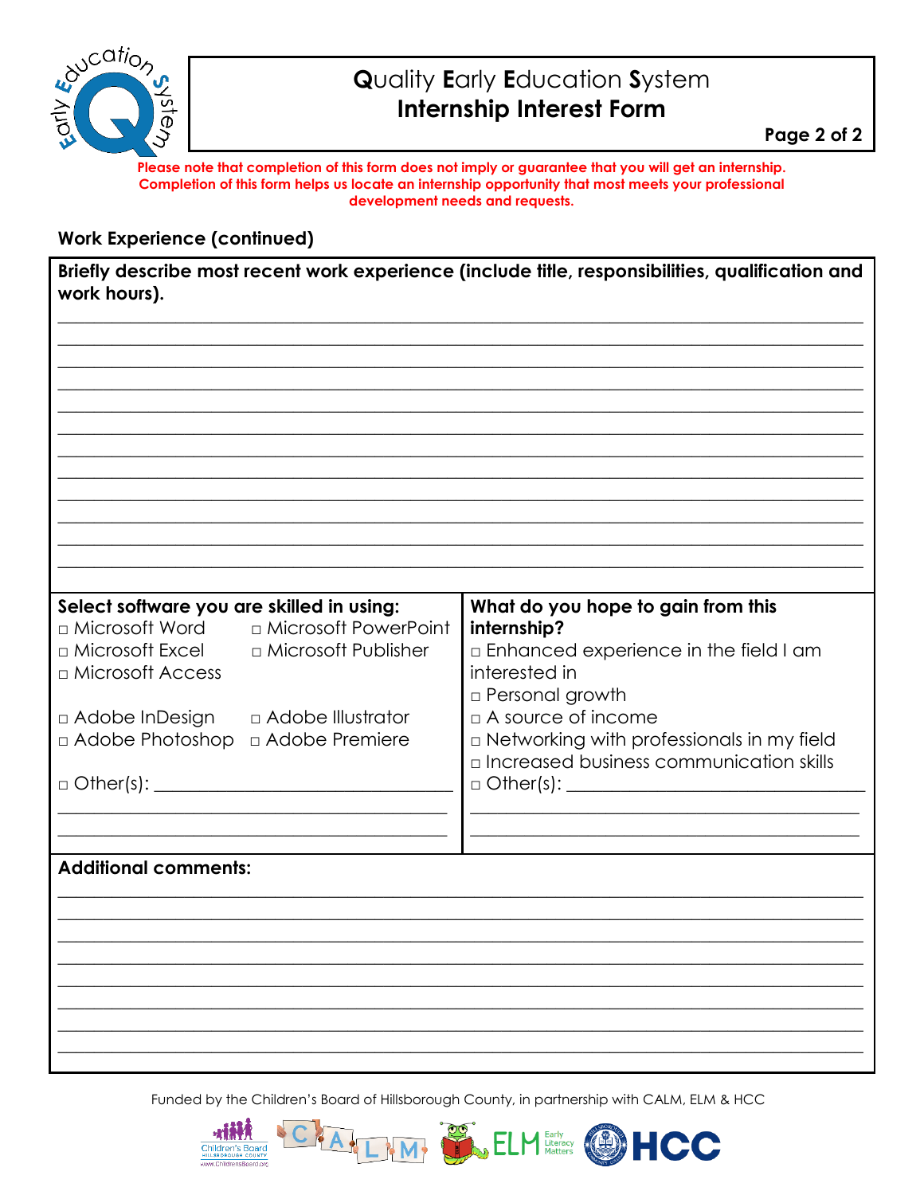# **Q**uality **E**arly **E**ducation **S**ystem
## Internship Interest Form

**Page 2 of 2**

**Please note that completion of this form does not imply or guarantee that you will get an internship. Completion of this form helps us locate an internship opportunity that most meets your professional development needs and requests.**

**Work Experience (continued)**

**Briefly describe most recent work experience (include title, responsibilities, qualification and work hours).**

______________________________________________________________________________
______________________________________________________________________________
______________________________________________________________________________
______________________________________________________________________________
______________________________________________________________________________
______________________________________________________________________________
______________________________________________________________________________
______________________________________________________________________________
______________________________________________________________________________
______________________________________________________________________________
______________________________________________________________________________
______________________________________________________________________________

**Select software you are skilled in using:**

□ Microsoft Word □ Microsoft PowerPoint
□ Microsoft Excel □ Microsoft Publisher
□ Microsoft Access

□ Adobe InDesign □ Adobe Illustrator
□ Adobe Photoshop □ Adobe Premiere

□ Other(s): ______________________________
______________________________________
______________________________________

**What do you hope to gain from this internship?**

□ Enhanced experience in the field I am interested in
□ Personal growth
□ A source of income
□ Networking with professionals in my field
□ Increased business communication skills
□ Other(s): ______________________________
______________________________________
______________________________________

**Additional comments:**

______________________________________________________________________________
______________________________________________________________________________
______________________________________________________________________________
______________________________________________________________________________
______________________________________________________________________________
______________________________________________________________________________
______________________________________________________________________________
______________________________________________________________________________

Funded by the Children's Board of Hillsborough County, in partnership with CALM, ELM & HCC